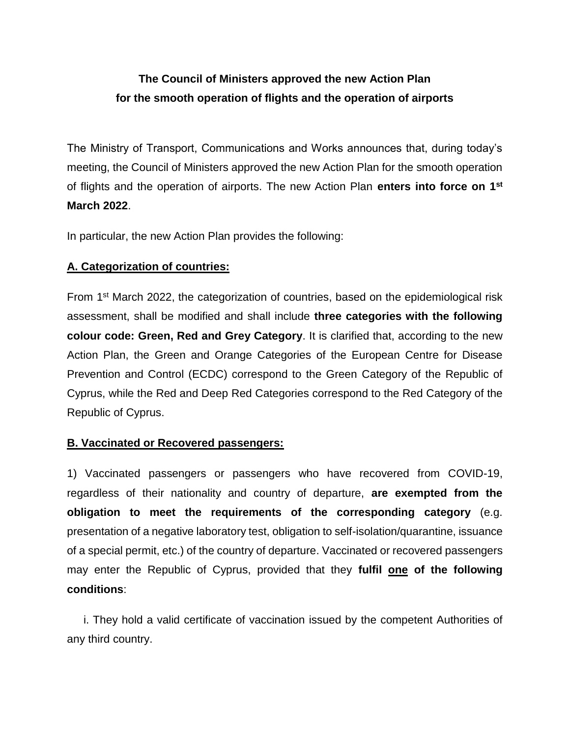# The Council of Ministers approved the new Action Plan for the smooth operation of flights and the operation of airports

The Ministry of Transport, Communications and Works announces that, during today's meeting, the Council of Ministers approved the new Action Plan for the smooth operation of flights and the operation of airports. The new Action Plan **enters into force on 1st March 2022**.

In particular, the new Action Plan provides the following:

## A. Categorization of countries:

From 1st March 2022, the categorization of countries, based on the epidemiological risk assessment, shall be modified and shall include **three categories with the following colour code: Green, Red and Grey Category**. It is clarified that, according to the new Action Plan, the Green and Orange Categories of the European Centre for Disease Prevention and Control (ECDC) correspond to the Green Category of the Republic of Cyprus, while the Red and Deep Red Categories correspond to the Red Category of the Republic of Cyprus.

## B. Vaccinated or Recovered passengers:

1) Vaccinated passengers or passengers who have recovered from COVID-19, regardless of their nationality and country of departure, **are exempted from the obligation to meet the requirements of the corresponding category** (e.g. presentation of a negative laboratory test, obligation to self-isolation/quarantine, issuance of a special permit, etc.) of the country of departure. Vaccinated or recovered passengers may enter the Republic of Cyprus, provided that they **fulfil one of the following conditions**:

i. They hold a valid certificate of vaccination issued by the competent Authorities of any third country.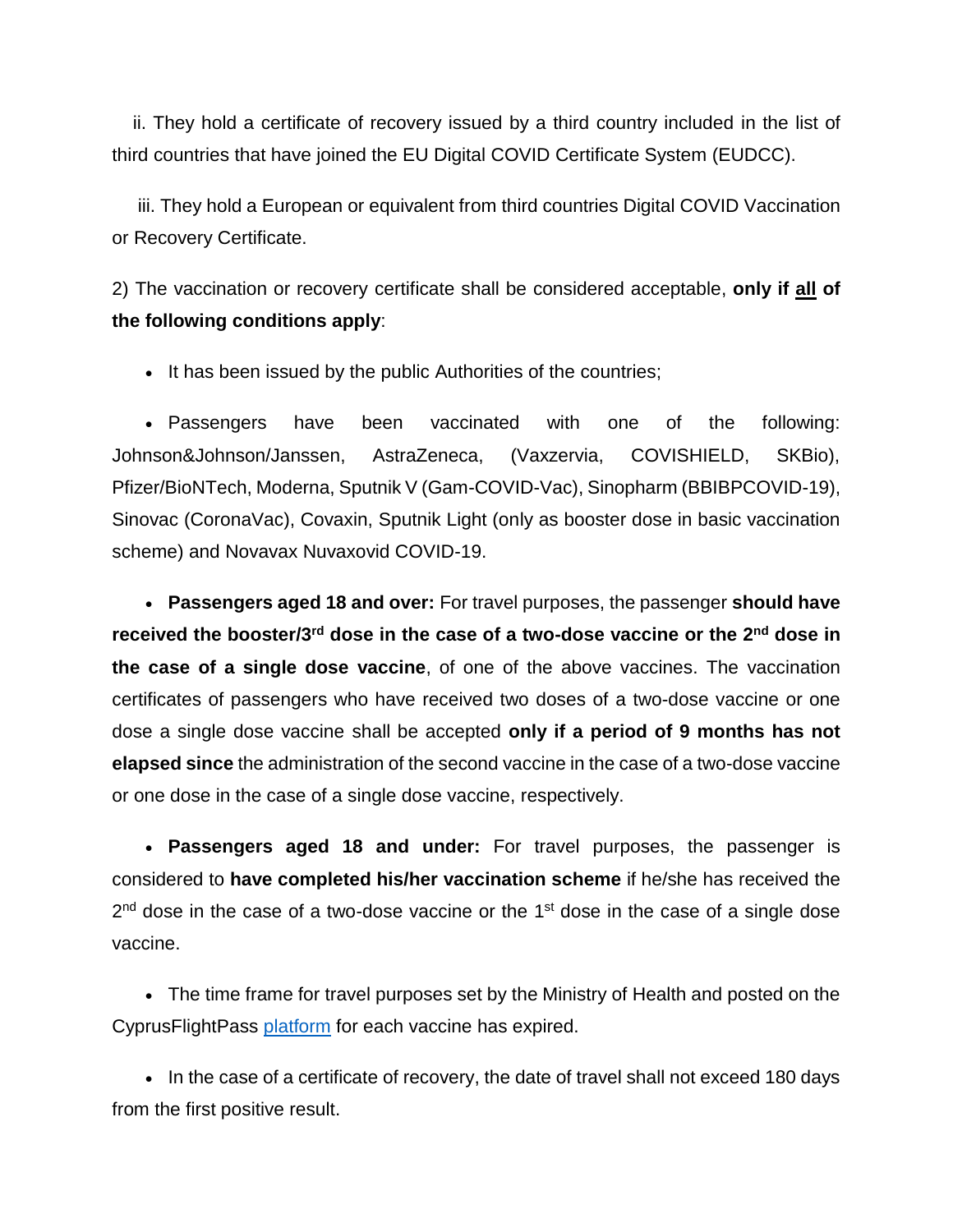ii. They hold a certificate of recovery issued by a third country included in the list of third countries that have joined the EU Digital COVID Certificate System (EUDCC).

iii. They hold a European or equivalent from third countries Digital COVID Vaccination or Recovery Certificate.

2) The vaccination or recovery certificate shall be considered acceptable, **only if <u>all</u> of the following conditions apply**:

- It has been issued by the public Authorities of the countries;
- Passengers have been vaccinated with one of the following: Johnson&Johnson/Janssen, AstraZeneca, (Vaxzervia, COVISHIELD, SKBio), Pfizer/BioNTech, Moderna, Sputnik V (Gam-COVID-Vac), Sinopharm (BBIBPCOVID-19), Sinovac (CoronaVac), Covaxin, Sputnik Light (only as booster dose in basic vaccination scheme) and Novavax Nuvaxovid COVID-19.
- **Passengers aged 18 and over:** For travel purposes, the passenger **should have received the booster/3rd dose in the case of a two-dose vaccine or the 2nd dose in the case of a single dose vaccine**, of one of the above vaccines. The vaccination certificates of passengers who have received two doses of a two-dose vaccine or one dose a single dose vaccine shall be accepted **only if a period of 9 months has not elapsed since** the administration of the second vaccine in the case of a two-dose vaccine or one dose in the case of a single dose vaccine, respectively.
- **Passengers aged 18 and under:** For travel purposes, the passenger is considered to **have completed his/her vaccination scheme** if he/she has received the 2nd dose in the case of a two-dose vaccine or the 1st dose in the case of a single dose vaccine.
- The time frame for travel purposes set by the Ministry of Health and posted on the CyprusFlightPass [platform] for each vaccine has expired.
- In the case of a certificate of recovery, the date of travel shall not exceed 180 days from the first positive result.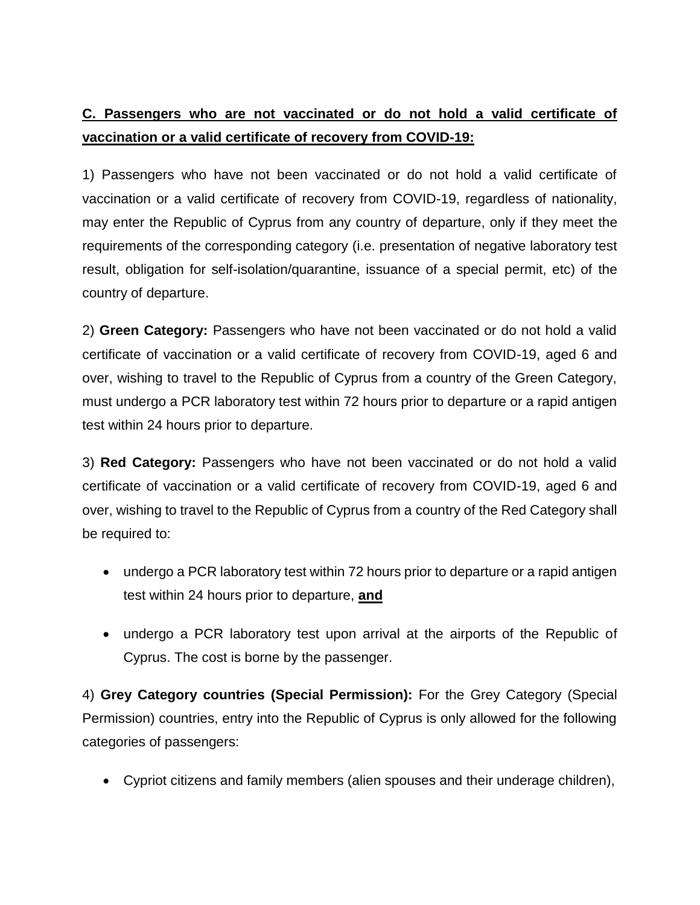**C. Passengers who are not vaccinated or do not hold a valid certificate of vaccination or a valid certificate of recovery from COVID-19:**

1) Passengers who have not been vaccinated or do not hold a valid certificate of vaccination or a valid certificate of recovery from COVID-19, regardless of nationality, may enter the Republic of Cyprus from any country of departure, only if they meet the requirements of the corresponding category (i.e. presentation of negative laboratory test result, obligation for self-isolation/quarantine, issuance of a special permit, etc) of the country of departure.

2) **Green Category:** Passengers who have not been vaccinated or do not hold a valid certificate of vaccination or a valid certificate of recovery from COVID-19, aged 6 and over, wishing to travel to the Republic of Cyprus from a country of the Green Category, must undergo a PCR laboratory test within 72 hours prior to departure or a rapid antigen test within 24 hours prior to departure.

3) **Red Category:** Passengers who have not been vaccinated or do not hold a valid certificate of vaccination or a valid certificate of recovery from COVID-19, aged 6 and over, wishing to travel to the Republic of Cyprus from a country of the Red Category shall be required to:

- undergo a PCR laboratory test within 72 hours prior to departure or a rapid antigen test within 24 hours prior to departure, **and**
- undergo a PCR laboratory test upon arrival at the airports of the Republic of Cyprus. The cost is borne by the passenger.

4) **Grey Category countries (Special Permission):** For the Grey Category (Special Permission) countries, entry into the Republic of Cyprus is only allowed for the following categories of passengers:

- Cypriot citizens and family members (alien spouses and their underage children),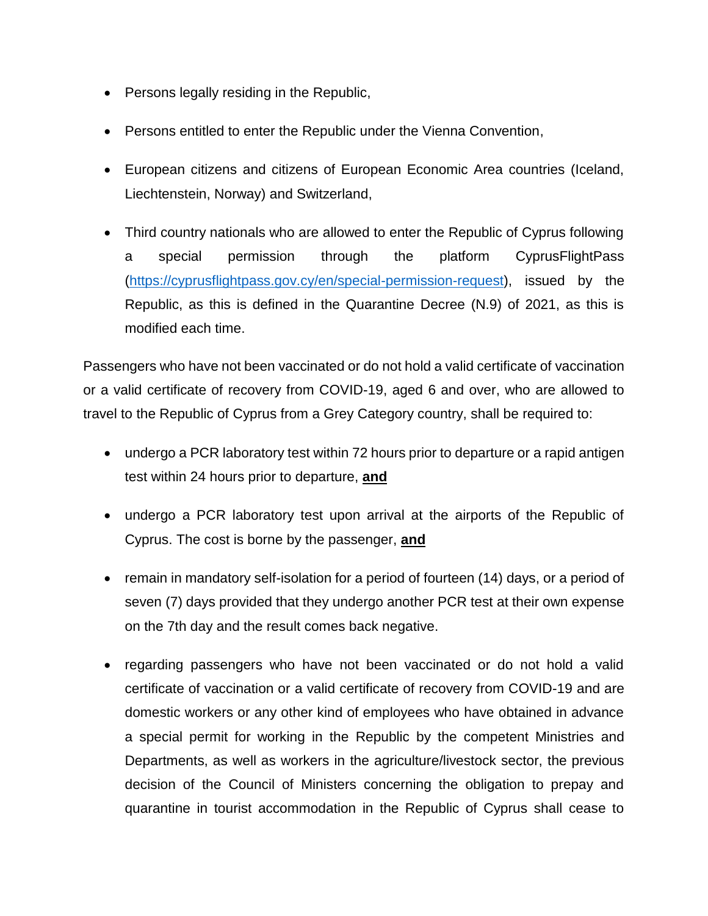- Persons legally residing in the Republic,
- Persons entitled to enter the Republic under the Vienna Convention,
- European citizens and citizens of European Economic Area countries (Iceland, Liechtenstein, Norway) and Switzerland,
- Third country nationals who are allowed to enter the Republic of Cyprus following a special permission through the platform CyprusFlightPass (https://cyprusflightpass.gov.cy/en/special-permission-request), issued by the Republic, as this is defined in the Quarantine Decree (N.9) of 2021, as this is modified each time.

Passengers who have not been vaccinated or do not hold a valid certificate of vaccination or a valid certificate of recovery from COVID-19, aged 6 and over, who are allowed to travel to the Republic of Cyprus from a Grey Category country, shall be required to:

- undergo a PCR laboratory test within 72 hours prior to departure or a rapid antigen test within 24 hours prior to departure, **and**
- undergo a PCR laboratory test upon arrival at the airports of the Republic of Cyprus. The cost is borne by the passenger, **and**
- remain in mandatory self-isolation for a period of fourteen (14) days, or a period of seven (7) days provided that they undergo another PCR test at their own expense on the 7th day and the result comes back negative.
- regarding passengers who have not been vaccinated or do not hold a valid certificate of vaccination or a valid certificate of recovery from COVID-19 and are domestic workers or any other kind of employees who have obtained in advance a special permit for working in the Republic by the competent Ministries and Departments, as well as workers in the agriculture/livestock sector, the previous decision of the Council of Ministers concerning the obligation to prepay and quarantine in tourist accommodation in the Republic of Cyprus shall cease to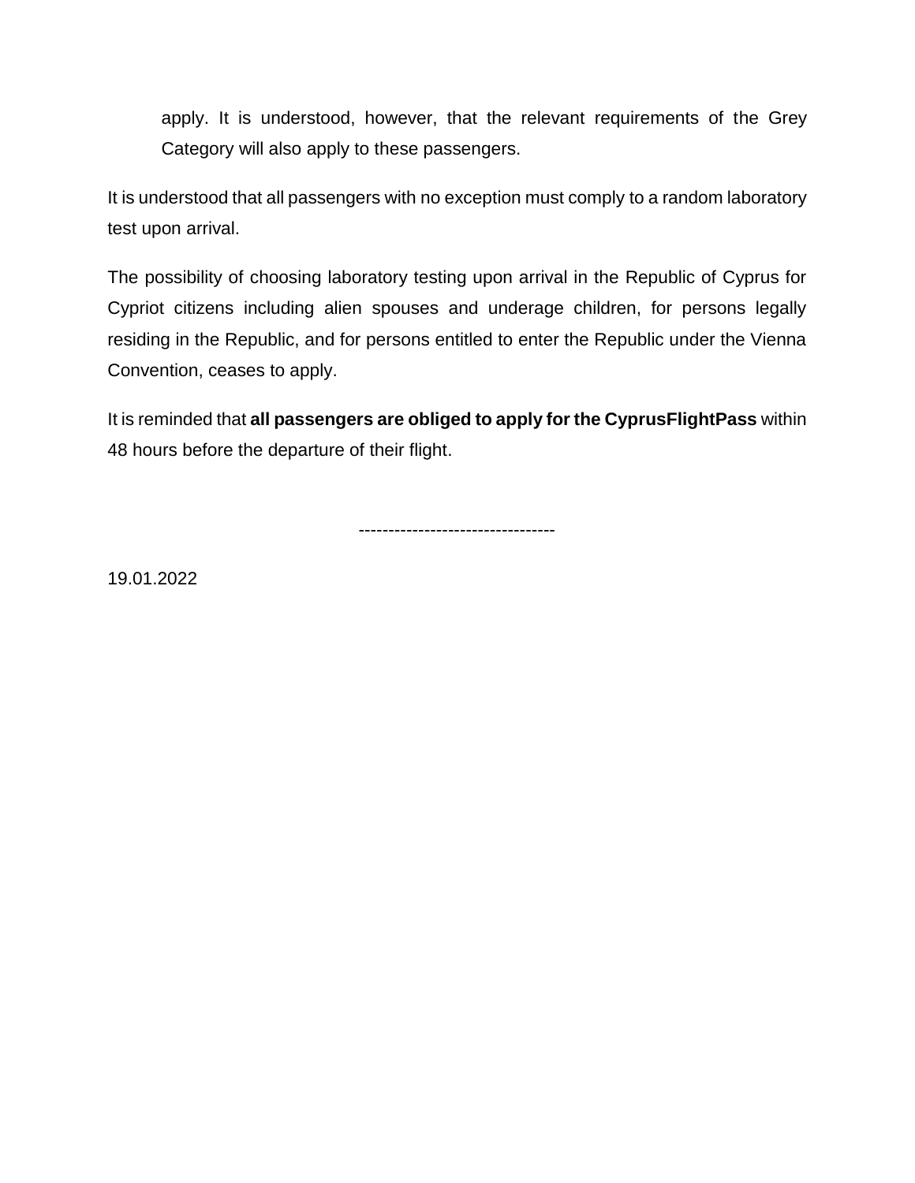apply. It is understood, however, that the relevant requirements of the Grey Category will also apply to these passengers.

It is understood that all passengers with no exception must comply to a random laboratory test upon arrival.

The possibility of choosing laboratory testing upon arrival in the Republic of Cyprus for Cypriot citizens including alien spouses and underage children, for persons legally residing in the Republic, and for persons entitled to enter the Republic under the Vienna Convention, ceases to apply.

It is reminded that **all passengers are obliged to apply for the CyprusFlightPass** within 48 hours before the departure of their flight.

---------------------------------

19.01.2022